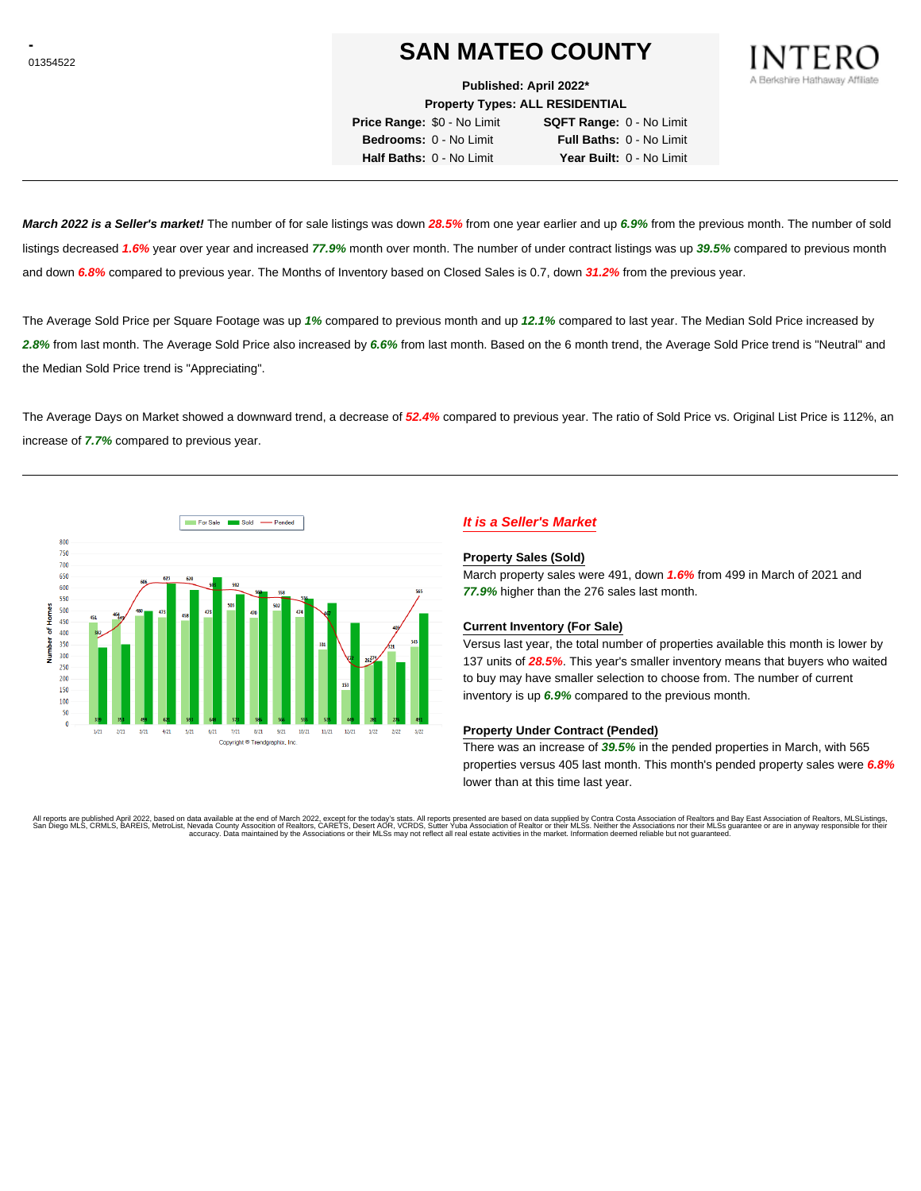-
01354522

# SAN MATEO COUNTY

INTERO
A Berkshire Hathaway Affiliate

**Published: April 2022***
**Property Types: ALL RESIDENTIAL**

| | | | |
|---|---|---|---|
| **Price Range:** | $0 - No Limit | **SQFT Range:** | 0 - No Limit |
| **Bedrooms:** | 0 - No Limit | **Full Baths:** | 0 - No Limit |
| **Half Baths:** | 0 - No Limit | **Year Built:** | 0 - No Limit |

---

***March 2022 is a Seller's market!*** The number of for sale listings was down ***28.5%*** from one year earlier and up ***6.9%*** from the previous month. The number of sold listings decreased ***1.6%*** year over year and increased ***77.9%*** month over month. The number of under contract listings was up ***39.5%*** compared to previous month and down ***6.8%*** compared to previous year. The Months of Inventory based on Closed Sales is 0.7, down ***31.2%*** from the previous year.

The Average Sold Price per Square Footage was up ***1%*** compared to previous month and up ***12.1%*** compared to last year. The Median Sold Price increased by ***2.8%*** from last month. The Average Sold Price also increased by ***6.6%*** from last month. Based on the 6 month trend, the Average Sold Price trend is "Neutral" and the Median Sold Price trend is "Appreciating".

The Average Days on Market showed a downward trend, a decrease of ***52.4%*** compared to previous year. The ratio of Sold Price vs. Original List Price is 112%, an increase of ***7.7%*** compared to previous year.

---

Legend: For Sale, Sold, Pended

| Month | For Sale | Sold | Pended |
|---|---|---|---|
| 1/21 | 451 | 339 | 382 |
| 2/21 | 464 | 353 | 449 |
| 3/21 | 480 | 499 | 606 |
| 4/21 | 473 | 621 | 623 |
| 5/21 | 458 | 593 | 620 |
| 6/21 | 475 | 649 | 593 |
| 7/21 | 505 | 573 | 592 |
| 8/21 | 470 | 586 | 560 |
| 9/21 | 502 | 566 | 558 |
| 10/21 | 474 | 555 | 556 |
| 11/21 | 331 | 535 | 482 |
| 12/21 | 153 | 449 | 272 |
| 1/22 | 268 | 280 | 271 |
| 2/22 | 321 | 276 | 405 |
| 3/22 | 343 | 491 | 565 |

Copyright ® Trendgraphix, Inc.

### *It is a Seller's Market*

**Property Sales (Sold)**

March property sales were 491, down ***1.6%*** from 499 in March of 2021 and ***77.9%*** higher than the 276 sales last month.

**Current Inventory (For Sale)**

Versus last year, the total number of properties available this month is lower by 137 units of ***28.5%***. This year's smaller inventory means that buyers who waited to buy may have smaller selection to choose from. The number of current inventory is up ***6.9%*** compared to the previous month.

**Property Under Contract (Pended)**

There was an increase of ***39.5%*** in the pended properties in March, with 565 properties versus 405 last month. This month's pended property sales were ***6.8%*** lower than at this time last year.

All reports are published April 2022, based on data available at the end of March 2022, except for the today's stats. All reports presented are based on data supplied by Contra Costa Association of Realtors and Bay East Association of Realtors, MLSListings, San Diego MLS, CRMLS, BAREIS, MetroList, Nevada County Association of Realtors, CARETS, Desert AOR, VCRDS, Sutter Yuba Association of Realtor or their MLSs. Neither the Associations nor their MLSs guarantee or are in anyway responsible for their accuracy. Data maintained by the Associations or their MLSs may not reflect all real estate activities in the market. Information deemed reliable but not guaranteed.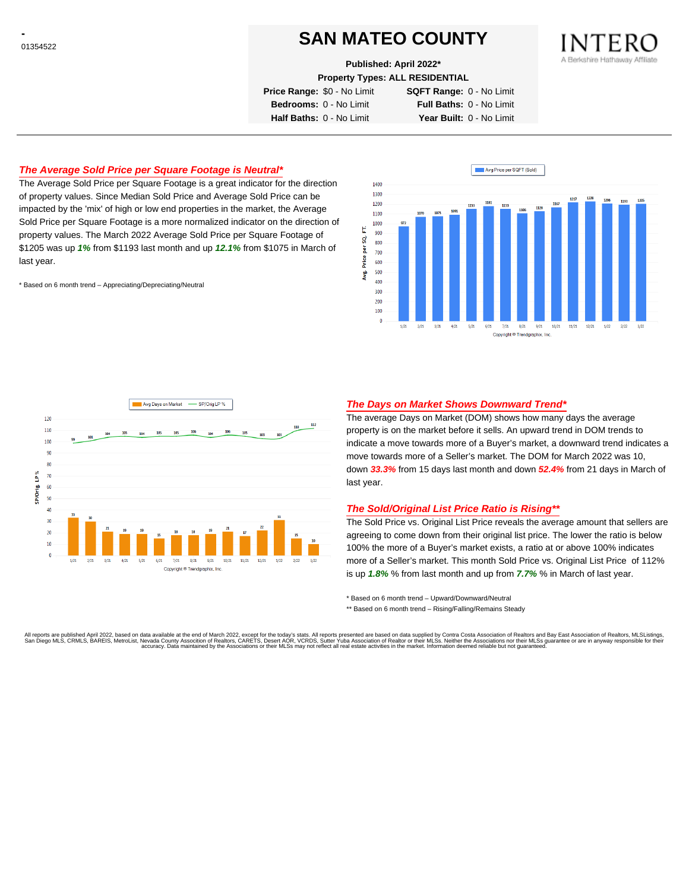-
01354522

# SAN MATEO COUNTY

**Published: April 2022***
**Property Types: ALL RESIDENTIAL**

| | | | |
|---|---|---|---|
| **Price Range:** | $0 - No Limit | **SQFT Range:** | 0 - No Limit |
| **Bedrooms:** | 0 - No Limit | **Full Baths:** | 0 - No Limit |
| **Half Baths:** | 0 - No Limit | **Year Built:** | 0 - No Limit |

INTERO
A Berkshire Hathaway Affiliate

## *The Average Sold Price per Square Footage is Neutral**

The Average Sold Price per Square Footage is a great indicator for the direction of property values. Since Median Sold Price and Average Sold Price can be impacted by the 'mix' of high or low end properties in the market, the Average Sold Price per Square Footage is a more normalized indicator on the direction of property values. The March 2022 Average Sold Price per Square Footage of $1205 was up ***1%*** from $1193 last month and up ***12.1%*** from $1075 in March of last year.

\* Based on 6 month trend – Appreciating/Depreciating/Neutral

| Month | Avg Price per SQFT (Sold) |
|---|---|
| 1/21 | 972 |
| 2/21 | 1070 |
| 3/21 | 1075 |
| 4/21 | 1091 |
| 5/21 | 1153 |
| 6/21 | 1181 |
| 7/21 | 1153 |
| 8/21 | 1106 |
| 9/21 | 1128 |
| 10/21 | 1167 |
| 11/21 | 1217 |
| 12/21 | 1228 |
| 1/22 | 1200 |
| 2/22 | 1193 |
| 3/22 | 1205 |

Copyright ® Trendgraphix, Inc.

| Month | Avg Days on Market | SP/Orig LP % |
|---|---|---|
| 1/21 | 33 | 99 |
| 2/21 | 30 | 101 |
| 3/21 | 21 | 104 |
| 4/21 | 19 | 105 |
| 5/21 | 19 | 104 |
| 6/21 | 15 | 105 |
| 7/21 | 18 | 105 |
| 8/21 | 18 | 106 |
| 9/21 | 19 | 104 |
| 10/21 | 21 | 106 |
| 11/21 | 17 | 105 |
| 12/21 | 22 | 103 |
| 1/22 | 31 | 103 |
| 2/22 | 15 | 110 |
| 3/22 | 10 | 112 |

Copyright ® Trendgraphix, Inc.

## *The Days on Market Shows Downward Trend**

The average Days on Market (DOM) shows how many days the average property is on the market before it sells. An upward trend in DOM trends to indicate a move towards more of a Buyer's market, a downward trend indicates a move towards more of a Seller's market. The DOM for March 2022 was 10, down ***33.3%*** from 15 days last month and down ***52.4%*** from 21 days in March of last year.

## *The Sold/Original List Price Ratio is Rising***

The Sold Price vs. Original List Price reveals the average amount that sellers are agreeing to come down from their original list price. The lower the ratio is below 100% the more of a Buyer's market exists, a ratio at or above 100% indicates more of a Seller's market. This month Sold Price vs. Original List Price of 112% is up ***1.8%*** % from last month and up from ***7.7%*** % in March of last year.

\* Based on 6 month trend – Upward/Downward/Neutral

\** Based on 6 month trend – Rising/Falling/Remains Steady

All reports are published April 2022, based on data available at the end of March 2022, except for the today's stats. All reports presented are based on data supplied by Contra Costa Association of Realtors and Bay East Association of Realtors, MLSListings, San Diego MLS, CRMLS, BAREIS, MetroList, Nevada County Association of Realtors, CARETS, Desert AOR, VCRDS, Sutter Yuba Association of Realtor or their MLSs. Neither the Associations nor their MLSs guarantee or are in anyway responsible for their accuracy. Data maintained by the Associations or their MLSs may not reflect all real estate activities in the market. Information deemed reliable but not guaranteed.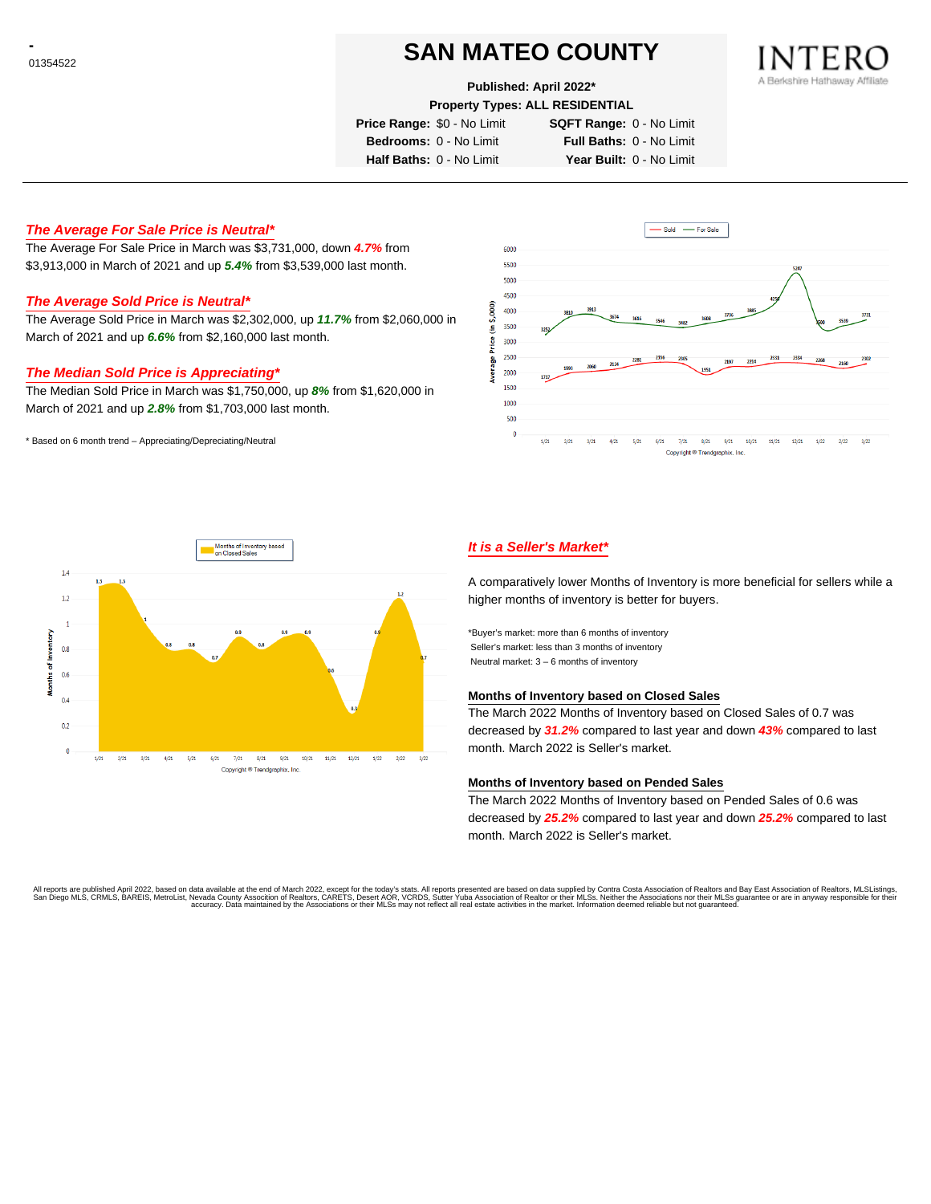-
01354522

# SAN MATEO COUNTY

**Published: April 2022***
**Property Types: ALL RESIDENTIAL**

**Price Range:** $0 - No Limit | **SQFT Range:** 0 - No Limit
**Bedrooms:** 0 - No Limit | **Full Baths:** 0 - No Limit
**Half Baths:** 0 - No Limit | **Year Built:** 0 - No Limit

INTERO
A Berkshire Hathaway Affiliate

## *The Average For Sale Price is Neutral**

The Average For Sale Price in March was $3,731,000, down ***4.7%*** from $3,913,000 in March of 2021 and up ***5.4%*** from $3,539,000 last month.

## *The Average Sold Price is Neutral**

The Average Sold Price in March was $2,302,000, up ***11.7%*** from $2,060,000 in March of 2021 and up ***6.6%*** from $2,160,000 last month.

## *The Median Sold Price is Appreciating**

The Median Sold Price in March was $1,750,000, up ***8%*** from $1,620,000 in March of 2021 and up ***2.8%*** from $1,703,000 last month.

* Based on 6 month trend – Appreciating/Depreciating/Neutral

## *It is a Seller's Market**

A comparatively lower Months of Inventory is more beneficial for sellers while a higher months of inventory is better for buyers.

*Buyer's market: more than 6 months of inventory
Seller's market: less than 3 months of inventory
Neutral market: 3 – 6 months of inventory

### Months of Inventory based on Closed Sales

The March 2022 Months of Inventory based on Closed Sales of 0.7 was decreased by ***31.2%*** compared to last year and down ***43%*** compared to last month. March 2022 is Seller's market.

### Months of Inventory based on Pended Sales

The March 2022 Months of Inventory based on Pended Sales of 0.6 was decreased by ***25.2%*** compared to last year and down ***25.2%*** compared to last month. March 2022 is Seller's market.

All reports are published April 2022, based on data available at the end of March 2022, except for the today's stats. All reports presented are based on data supplied by Contra Costa Association of Realtors and Bay East Association of Realtors, MLSListings, San Diego MLS, CRMLS, BAREIS, MetroList, Nevada County Association of Realtors, CARETS, Desert AOR, VCRDS, Sutter Yuba Association of Realtor or their MLSs. Neither the Associations nor their MLSs guarantee or are in anyway responsible for their accuracy. Data maintained by the Associations or their MLSs may not reflect all real estate activities in the market. Information deemed reliable but not guaranteed.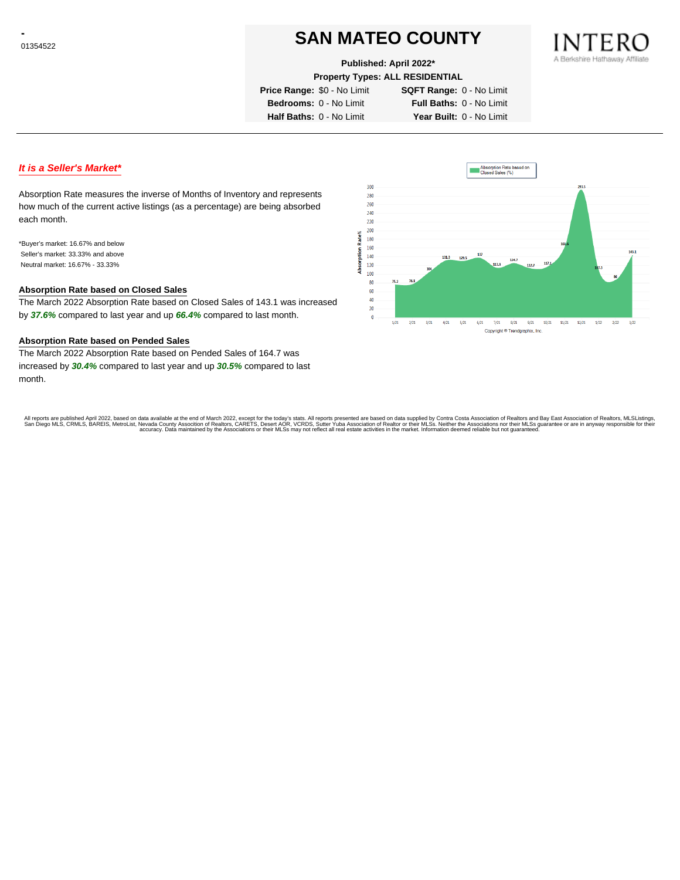-
01354522

# SAN MATEO COUNTY

INTERO
A Berkshire Hathaway Affiliate

**Published: April 2022***

**Property Types: ALL RESIDENTIAL**

**Price Range:** $0 - No Limit  **SQFT Range:** 0 - No Limit
**Bedrooms:** 0 - No Limit  **Full Baths:** 0 - No Limit
**Half Baths:** 0 - No Limit  **Year Built:** 0 - No Limit

## *It is a Seller's Market**

Absorption Rate measures the inverse of Months of Inventory and represents how much of the current active listings (as a percentage) are being absorbed each month.

*Buyer's market: 16.67% and below
Seller's market: 33.33% and above
Neutral market: 16.67% - 33.33%

### Absorption Rate based on Closed Sales

The March 2022 Absorption Rate based on Closed Sales of 143.1 was increased by ***37.6%*** compared to last year and up ***66.4%*** compared to last month.

### Absorption Rate based on Pended Sales

The March 2022 Absorption Rate based on Pended Sales of 164.7 was increased by ***30.4%*** compared to last year and up ***30.5%*** compared to last month.

Absorption Rate based on Closed Sales (%)

Absorption Rate%

0 20 40 60 80 100 120 140 160 180 200 220 240 260 280 300

75.2 76.8 104 131.3 129.5 137 113.9 124.7 112.7 117.1 166.6 293.5 107.3 86 143.1

1/21 2/21 3/21 4/21 5/21 6/21 7/21 8/21 9/21 10/21 11/21 12/21 1/22 2/22 3/22

Copyright ® Trendgraphix, Inc.

All reports are published April 2022, based on data available at the end of March 2022, except for the today's stats. All reports presented are based on data supplied by Contra Costa Association of Realtors and Bay East Association of Realtors, MLSListings, San Diego MLS, CRMLS, BAREIS, MetroList, Nevada County Assocition of Realtors, CARETS, Desert AOR, VCRDS, Sutter Yuba Association of Realtor or their MLSs. Neither the Associations nor their MLSs guarantee or are in anyway responsible for their accuracy. Data maintained by the Associations or their MLSs may not reflect all real estate activities in the market. Information deemed reliable but not guaranteed.